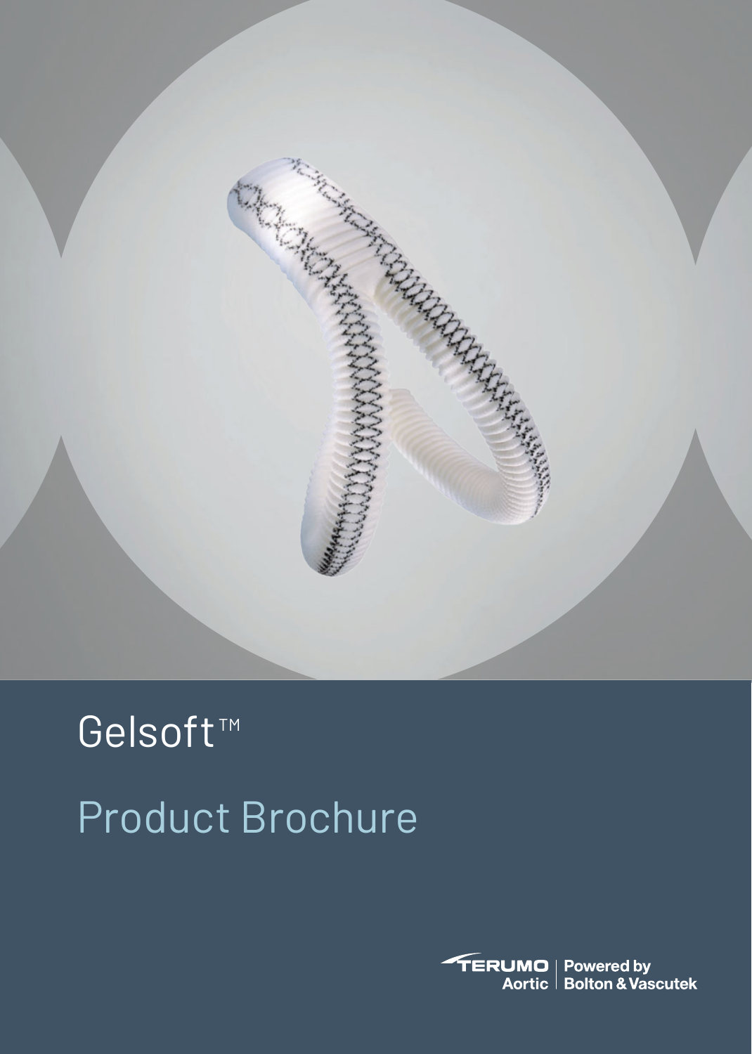# Gelsoft™

## Product Brochure

TERUMO Aortic | Powered by Bolton & Vascutek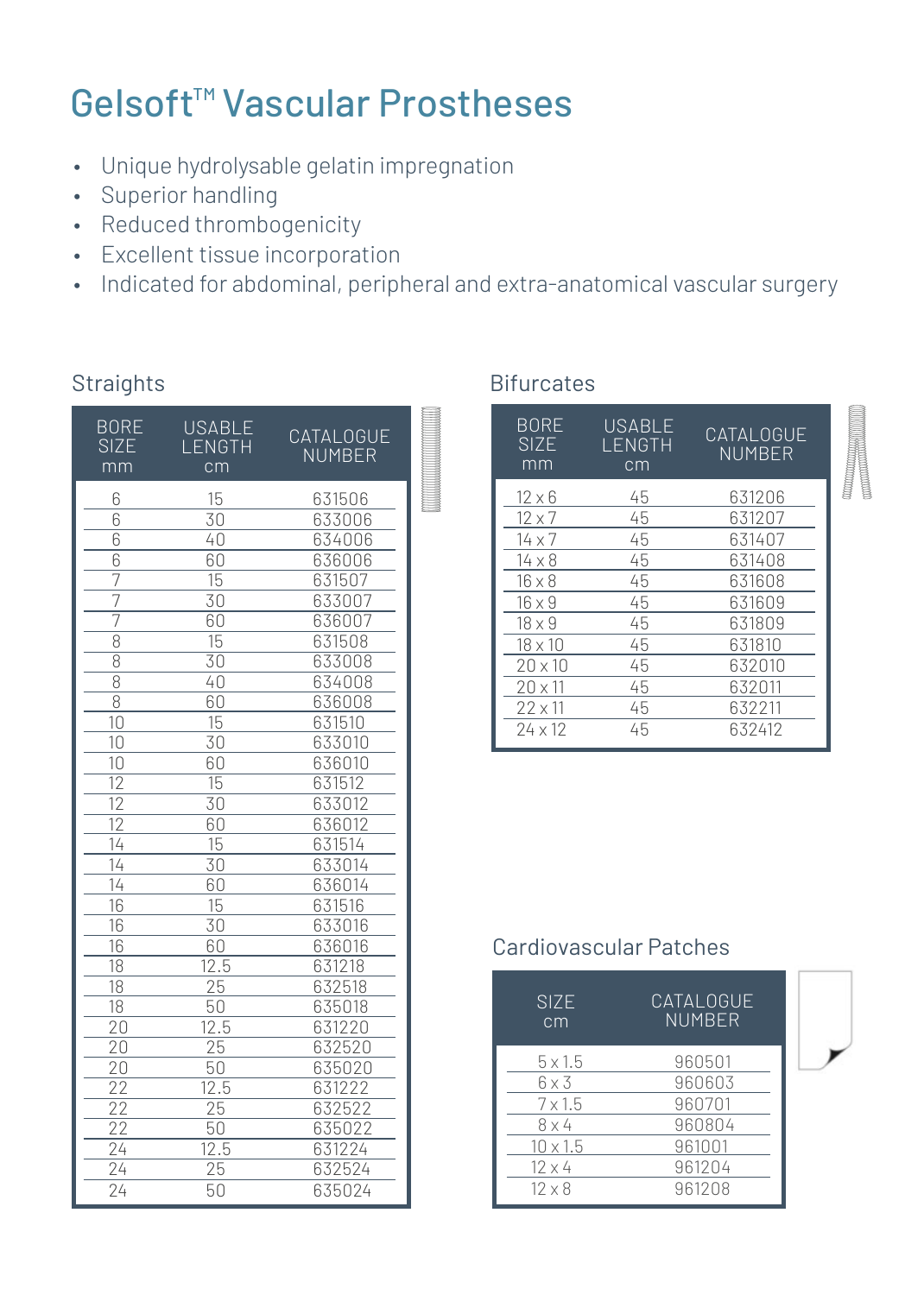# Gelsoft™ Vascular Prostheses

- Unique hydrolysable gelatin impregnation
- Superior handling
- Reduced thrombogenicity
- Excellent tissue incorporation
- Indicated for abdominal, peripheral and extra-anatomical vascular surgery

## Straights

| BORE SIZE mm | USABLE LENGTH cm | CATALOGUE NUMBER |
|---|---|---|
| 6 | 15 | 631506 |
| 6 | 30 | 633006 |
| 6 | 40 | 634006 |
| 6 | 60 | 636006 |
| 7 | 15 | 631507 |
| 7 | 30 | 633007 |
| 7 | 60 | 636007 |
| 8 | 15 | 631508 |
| 8 | 30 | 633008 |
| 8 | 40 | 634008 |
| 8 | 60 | 636008 |
| 10 | 15 | 631510 |
| 10 | 30 | 633010 |
| 10 | 60 | 636010 |
| 12 | 15 | 631512 |
| 12 | 30 | 633012 |
| 12 | 60 | 636012 |
| 14 | 15 | 631514 |
| 14 | 30 | 633014 |
| 14 | 60 | 636014 |
| 16 | 15 | 631516 |
| 16 | 30 | 633016 |
| 16 | 60 | 636016 |
| 18 | 12.5 | 631218 |
| 18 | 25 | 632518 |
| 18 | 50 | 635018 |
| 20 | 12.5 | 631220 |
| 20 | 25 | 632520 |
| 20 | 50 | 635020 |
| 22 | 12.5 | 631222 |
| 22 | 25 | 632522 |
| 22 | 50 | 635022 |
| 24 | 12.5 | 631224 |
| 24 | 25 | 632524 |
| 24 | 50 | 635024 |

## Bifurcates

| BORE SIZE mm | USABLE LENGTH cm | CATALOGUE NUMBER |
|---|---|---|
| 12 x 6 | 45 | 631206 |
| 12 x 7 | 45 | 631207 |
| 14 x 7 | 45 | 631407 |
| 14 x 8 | 45 | 631408 |
| 16 x 8 | 45 | 631608 |
| 16 x 9 | 45 | 631609 |
| 18 x 9 | 45 | 631809 |
| 18 x 10 | 45 | 631810 |
| 20 x 10 | 45 | 632010 |
| 20 x 11 | 45 | 632011 |
| 22 x 11 | 45 | 632211 |
| 24 x 12 | 45 | 632412 |

## Cardiovascular Patches

| SIZE cm | CATALOGUE NUMBER |
|---|---|
| 5 x 1.5 | 960501 |
| 6 x 3 | 960603 |
| 7 x 1.5 | 960701 |
| 8 x 4 | 960804 |
| 10 x 1.5 | 961001 |
| 12 x 4 | 961204 |
| 12 x 8 | 961208 |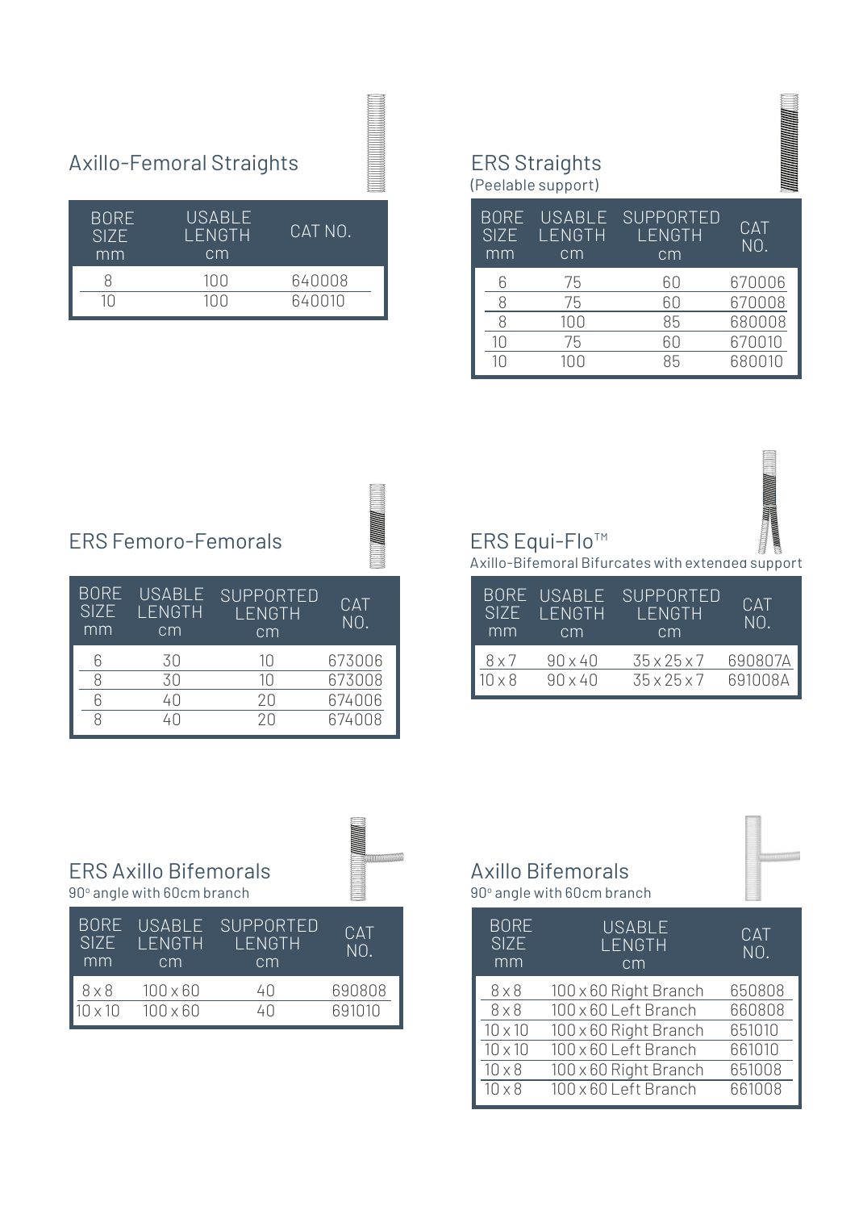## Axillo-Femoral Straights

| BORE SIZE mm | USABLE LENGTH cm | CAT NO. |
|---|---|---|
| 8 | 100 | 640008 |
| 10 | 100 | 640010 |

## ERS Straights

(Peelable support)

| BORE SIZE mm | USABLE LENGTH cm | SUPPORTED LENGTH cm | CAT NO. |
|---|---|---|---|
| 6 | 75 | 60 | 670006 |
| 8 | 75 | 60 | 670008 |
| 8 | 100 | 85 | 680008 |
| 10 | 75 | 60 | 670010 |
| 10 | 100 | 85 | 680010 |

## ERS Femoro-Femorals

| BORE SIZE mm | USABLE LENGTH cm | SUPPORTED LENGTH cm | CAT NO. |
|---|---|---|---|
| 6 | 30 | 10 | 673006 |
| 8 | 30 | 10 | 673008 |
| 6 | 40 | 20 | 674006 |
| 8 | 40 | 20 | 674008 |

## ERS Equi-Flo™

Axillo-Bifemoral Bifurcates with extended support

| BORE SIZE mm | USABLE LENGTH cm | SUPPORTED LENGTH cm | CAT NO. |
|---|---|---|---|
| 8 x 7 | 90 x 40 | 35 x 25 x 7 | 690807A |
| 10 x 8 | 90 x 40 | 35 x 25 x 7 | 691008A |

## ERS Axillo Bifemorals

90° angle with 60cm branch

| BORE SIZE mm | USABLE LENGTH cm | SUPPORTED LENGTH cm | CAT NO. |
|---|---|---|---|
| 8 x 8 | 100 x 60 | 40 | 690808 |
| 10 x 10 | 100 x 60 | 40 | 691010 |

## Axillo Bifemorals

90° angle with 60cm branch

| BORE SIZE mm | USABLE LENGTH cm | CAT NO. |
|---|---|---|
| 8 x 8 | 100 x 60 Right Branch | 650808 |
| 8 x 8 | 100 x 60 Left Branch | 660808 |
| 10 x 10 | 100 x 60 Right Branch | 651010 |
| 10 x 10 | 100 x 60 Left Branch | 661010 |
| 10 x 8 | 100 x 60 Right Branch | 651008 |
| 10 x 8 | 100 x 60 Left Branch | 661008 |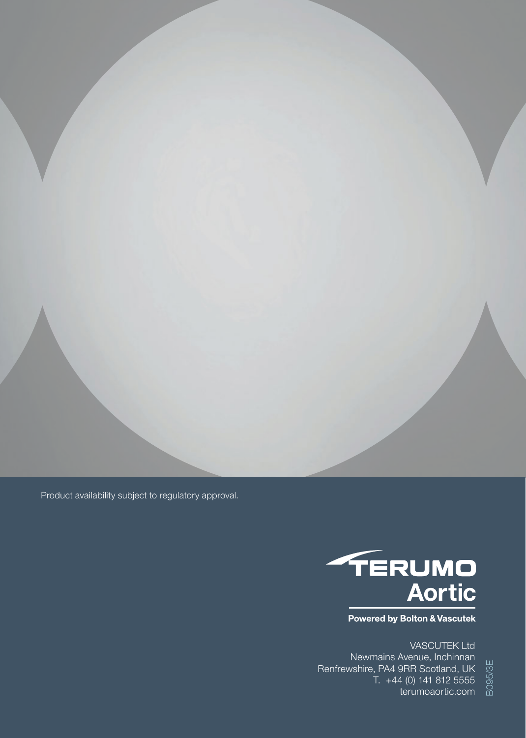Product availability subject to regulatory approval.

TERUMO
Aortic

**Powered by Bolton & Vascutek**

VASCUTEK Ltd
Newmains Avenue, Inchinnan
Renfrewshire, PA4 9RR Scotland, UK
T. +44 (0) 141 812 5555
terumoaortic.com

B095/3E